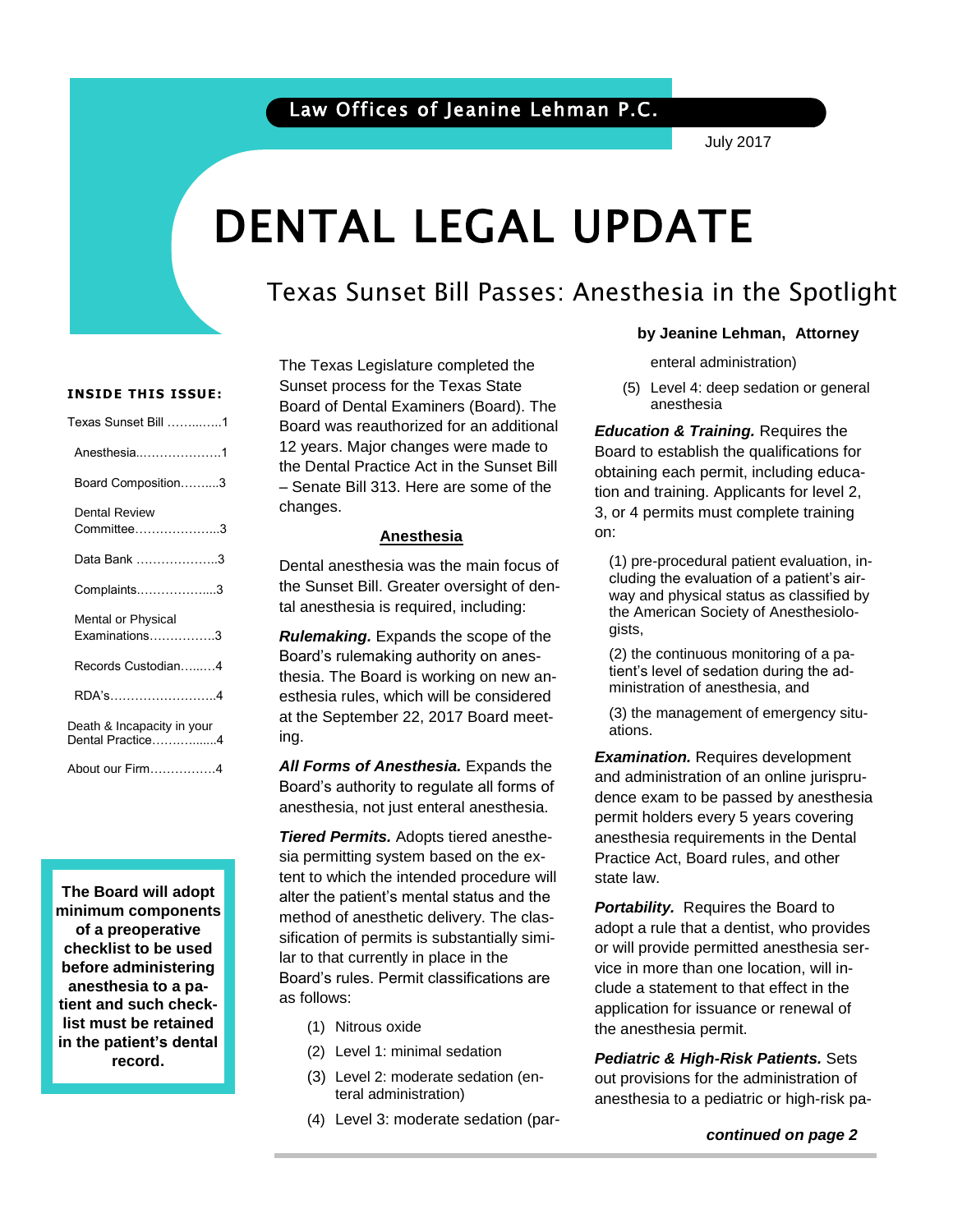Law Offices of Jeanine Lehman P.C.

July 2017

# DENTAL LEGAL UPDATE

## Texas Sunset Bill Passes: Anesthesia in the Spotlight

**by Jeanine Lehman, Attorney**

**INSIDE THIS ISSUE:**

- Texas Sunset Bill ..........1
- Anesthesia..........1
- Board Composition..........3
- Dental Review Committee..........3
- Data Bank ..........3
- Complaints..........3
- Mental or Physical Examinations..........3
- Records Custodian..........4
- RDA's..........4
- Death & Incapacity in your Dental Practice..........4
- About our Firm..........4

**The Board will adopt minimum components of a preoperative checklist to be used before administering anesthesia to a patient and such checklist must be retained in the patient's dental record.**

The Texas Legislature completed the Sunset process for the Texas State Board of Dental Examiners (Board). The Board was reauthorized for an additional 12 years. Major changes were made to the Dental Practice Act in the Sunset Bill – Senate Bill 313. Here are some of the changes.

### Anesthesia

Dental anesthesia was the main focus of the Sunset Bill. Greater oversight of dental anesthesia is required, including:

***Rulemaking.*** Expands the scope of the Board's rulemaking authority on anesthesia. The Board is working on new anesthesia rules, which will be considered at the September 22, 2017 Board meeting.

***All Forms of Anesthesia.*** Expands the Board's authority to regulate all forms of anesthesia, not just enteral anesthesia.

***Tiered Permits.*** Adopts tiered anesthesia permitting system based on the extent to which the intended procedure will alter the patient's mental status and the method of anesthetic delivery. The classification of permits is substantially similar to that currently in place in the Board's rules. Permit classifications are as follows:

(1) Nitrous oxide

(2) Level 1: minimal sedation

(3) Level 2: moderate sedation (enteral administration)

(4) Level 3: moderate sedation (parenteral administration)

(5) Level 4: deep sedation or general anesthesia

***Education & Training.*** Requires the Board to establish the qualifications for obtaining each permit, including education and training. Applicants for level 2, 3, or 4 permits must complete training on:

(1) pre-procedural patient evaluation, including the evaluation of a patient's airway and physical status as classified by the American Society of Anesthesiologists,

(2) the continuous monitoring of a patient's level of sedation during the administration of anesthesia, and

(3) the management of emergency situations.

***Examination.*** Requires development and administration of an online jurisprudence exam to be passed by anesthesia permit holders every 5 years covering anesthesia requirements in the Dental Practice Act, Board rules, and other state law.

***Portability.*** Requires the Board to adopt a rule that a dentist, who provides or will provide permitted anesthesia service in more than one location, will include a statement to that effect in the application for issuance or renewal of the anesthesia permit.

***Pediatric & High-Risk Patients.*** Sets out provisions for the administration of anesthesia to a pediatric or high-risk pa-

***continued on page 2***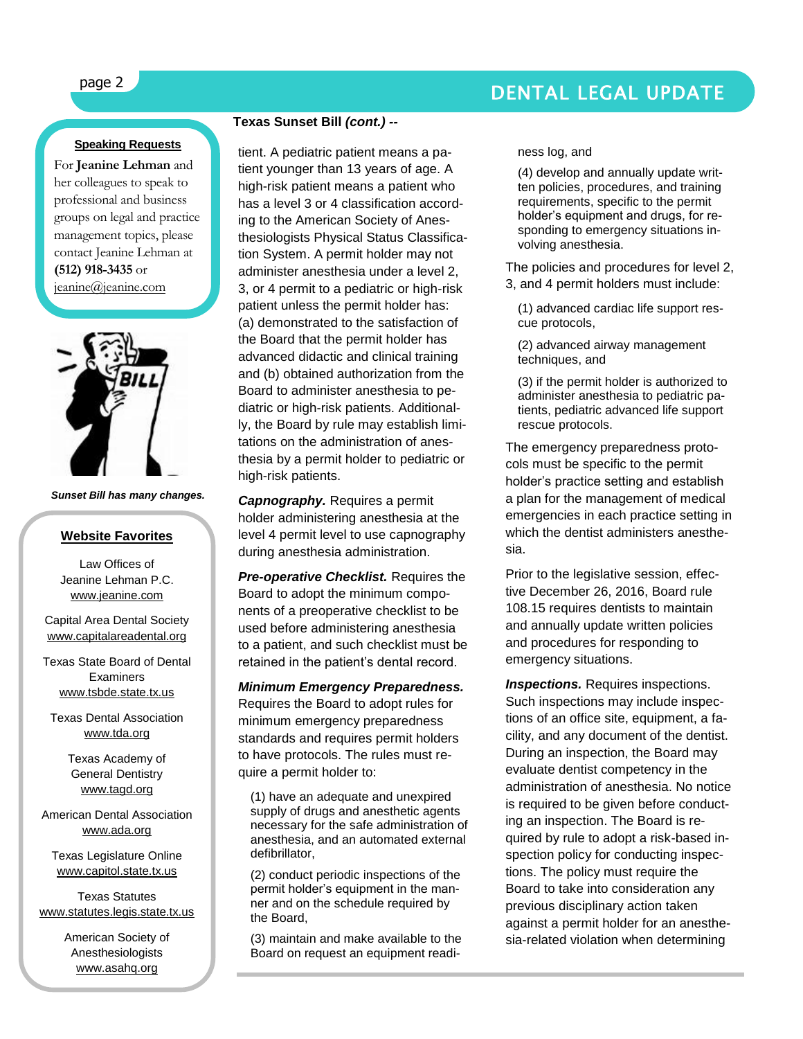**Texas Sunset Bill *(cont.)* --**

tient. A pediatric patient means a patient younger than 13 years of age. A high-risk patient means a patient who has a level 3 or 4 classification according to the American Society of Anesthesiologists Physical Status Classification System. A permit holder may not administer anesthesia under a level 2, 3, or 4 permit to a pediatric or high-risk patient unless the permit holder has: (a) demonstrated to the satisfaction of the Board that the permit holder has advanced didactic and clinical training and (b) obtained authorization from the Board to administer anesthesia to pediatric or high-risk patients. Additionally, the Board by rule may establish limitations on the administration of anesthesia by a permit holder to pediatric or high-risk patients.

***Capnography.*** Requires a permit holder administering anesthesia at the level 4 permit level to use capnography during anesthesia administration.

***Pre-operative Checklist.*** Requires the Board to adopt the minimum components of a preoperative checklist to be used before administering anesthesia to a patient, and such checklist must be retained in the patient's dental record.

***Minimum Emergency Preparedness.*** Requires the Board to adopt rules for minimum emergency preparedness standards and requires permit holders to have protocols. The rules must require a permit holder to:

(1) have an adequate and unexpired supply of drugs and anesthetic agents necessary for the safe administration of anesthesia, and an automated external defibrillator,

(2) conduct periodic inspections of the permit holder's equipment in the manner and on the schedule required by the Board,

(3) maintain and make available to the Board on request an equipment readiness log, and

(4) develop and annually update written policies, procedures, and training requirements, specific to the permit holder's equipment and drugs, for responding to emergency situations involving anesthesia.

The policies and procedures for level 2, 3, and 4 permit holders must include:

(1) advanced cardiac life support rescue protocols,

(2) advanced airway management techniques, and

(3) if the permit holder is authorized to administer anesthesia to pediatric patients, pediatric advanced life support rescue protocols.

The emergency preparedness protocols must be specific to the permit holder's practice setting and establish a plan for the management of medical emergencies in each practice setting in which the dentist administers anesthesia.

Prior to the legislative session, effective December 26, 2016, Board rule 108.15 requires dentists to maintain and annually update written policies and procedures for responding to emergency situations.

***Inspections.*** Requires inspections. Such inspections may include inspections of an office site, equipment, a facility, and any document of the dentist. During an inspection, the Board may evaluate dentist competency in the administration of anesthesia. No notice is required to be given before conducting an inspection. The Board is required by rule to adopt a risk-based inspection policy for conducting inspections. The policy must require the Board to take into consideration any previous disciplinary action taken against a permit holder for an anesthesia-related violation when determining

---

**Speaking Requests**

For **Jeanine Lehman** and her colleagues to speak to professional and business groups on legal and practice management topics, please contact Jeanine Lehman at **(512) 918-3435** or jeanine@jeanine.com

*Sunset Bill has many changes.*

**Website Favorites**

Law Offices of Jeanine Lehman P.C.
www.jeanine.com

Capital Area Dental Society
www.capitalareadental.org

Texas State Board of Dental Examiners
www.tsbde.state.tx.us

Texas Dental Association
www.tda.org

Texas Academy of General Dentistry
www.tagd.org

American Dental Association
www.ada.org

Texas Legislature Online
www.capitol.state.tx.us

Texas Statutes
www.statutes.legis.state.tx.us

American Society of Anesthesiologists
www.asahq.org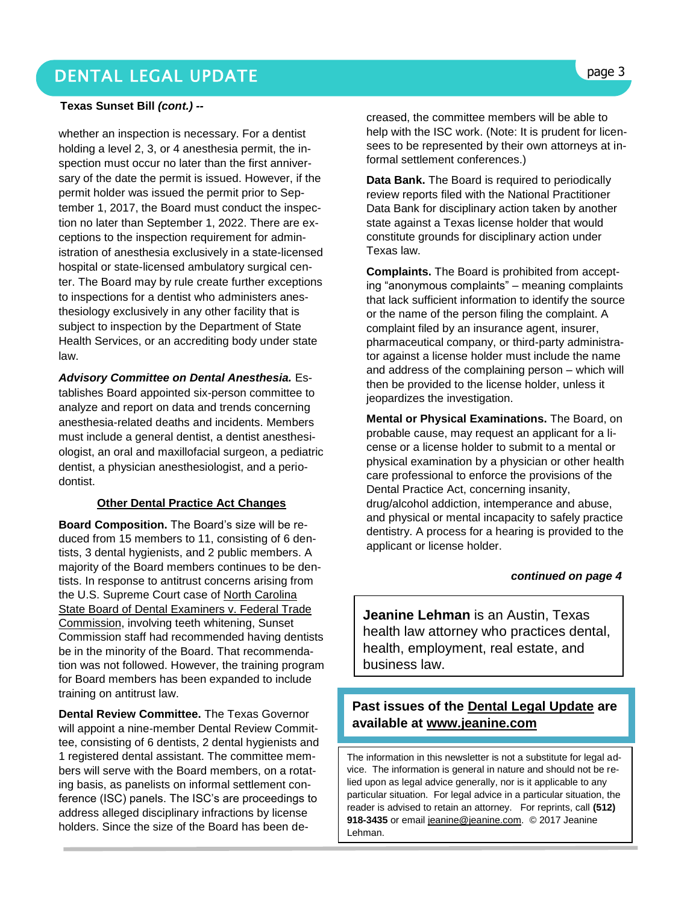**Texas Sunset Bill *(cont.)* --**

whether an inspection is necessary. For a dentist holding a level 2, 3, or 4 anesthesia permit, the inspection must occur no later than the first anniversary of the date the permit is issued. However, if the permit holder was issued the permit prior to September 1, 2017, the Board must conduct the inspection no later than September 1, 2022. There are exceptions to the inspection requirement for administration of anesthesia exclusively in a state-licensed hospital or state-licensed ambulatory surgical center. The Board may by rule create further exceptions to inspections for a dentist who administers anesthesiology exclusively in any other facility that is subject to inspection by the Department of State Health Services, or an accrediting body under state law.

***Advisory Committee on Dental Anesthesia.*** Establishes Board appointed six-person committee to analyze and report on data and trends concerning anesthesia-related deaths and incidents. Members must include a general dentist, a dentist anesthesiologist, an oral and maxillofacial surgeon, a pediatric dentist, a physician anesthesiologist, and a periodontist.

## Other Dental Practice Act Changes

**Board Composition.** The Board's size will be reduced from 15 members to 11, consisting of 6 dentists, 3 dental hygienists, and 2 public members. A majority of the Board members continues to be dentists. In response to antitrust concerns arising from the U.S. Supreme Court case of North Carolina State Board of Dental Examiners v. Federal Trade Commission, involving teeth whitening, Sunset Commission staff had recommended having dentists be in the minority of the Board. That recommendation was not followed. However, the training program for Board members has been expanded to include training on antitrust law.

**Dental Review Committee.** The Texas Governor will appoint a nine-member Dental Review Committee, consisting of 6 dentists, 2 dental hygienists and 1 registered dental assistant. The committee members will serve with the Board members, on a rotating basis, as panelists on informal settlement conference (ISC) panels. The ISC's are proceedings to address alleged disciplinary infractions by license holders. Since the size of the Board has been decreased, the committee members will be able to help with the ISC work. (Note: It is prudent for licensees to be represented by their own attorneys at informal settlement conferences.)

**Data Bank.** The Board is required to periodically review reports filed with the National Practitioner Data Bank for disciplinary action taken by another state against a Texas license holder that would constitute grounds for disciplinary action under Texas law.

**Complaints.** The Board is prohibited from accepting "anonymous complaints" – meaning complaints that lack sufficient information to identify the source or the name of the person filing the complaint. A complaint filed by an insurance agent, insurer, pharmaceutical company, or third-party administrator against a license holder must include the name and address of the complaining person – which will then be provided to the license holder, unless it jeopardizes the investigation.

**Mental or Physical Examinations.** The Board, on probable cause, may request an applicant for a license or a license holder to submit to a mental or physical examination by a physician or other health care professional to enforce the provisions of the Dental Practice Act, concerning insanity, drug/alcohol addiction, intemperance and abuse, and physical or mental incapacity to safely practice dentistry. A process for a hearing is provided to the applicant or license holder.

***continued on page 4***

**Jeanine Lehman** is an Austin, Texas health law attorney who practices dental, health, employment, real estate, and business law.

**Past issues of the Dental Legal Update are available at www.jeanine.com**

The information in this newsletter is not a substitute for legal advice. The information is general in nature and should not be relied upon as legal advice generally, nor is it applicable to any particular situation. For legal advice in a particular situation, the reader is advised to retain an attorney. For reprints, call **(512) 918-3435** or email jeanine@jeanine.com. © 2017 Jeanine Lehman.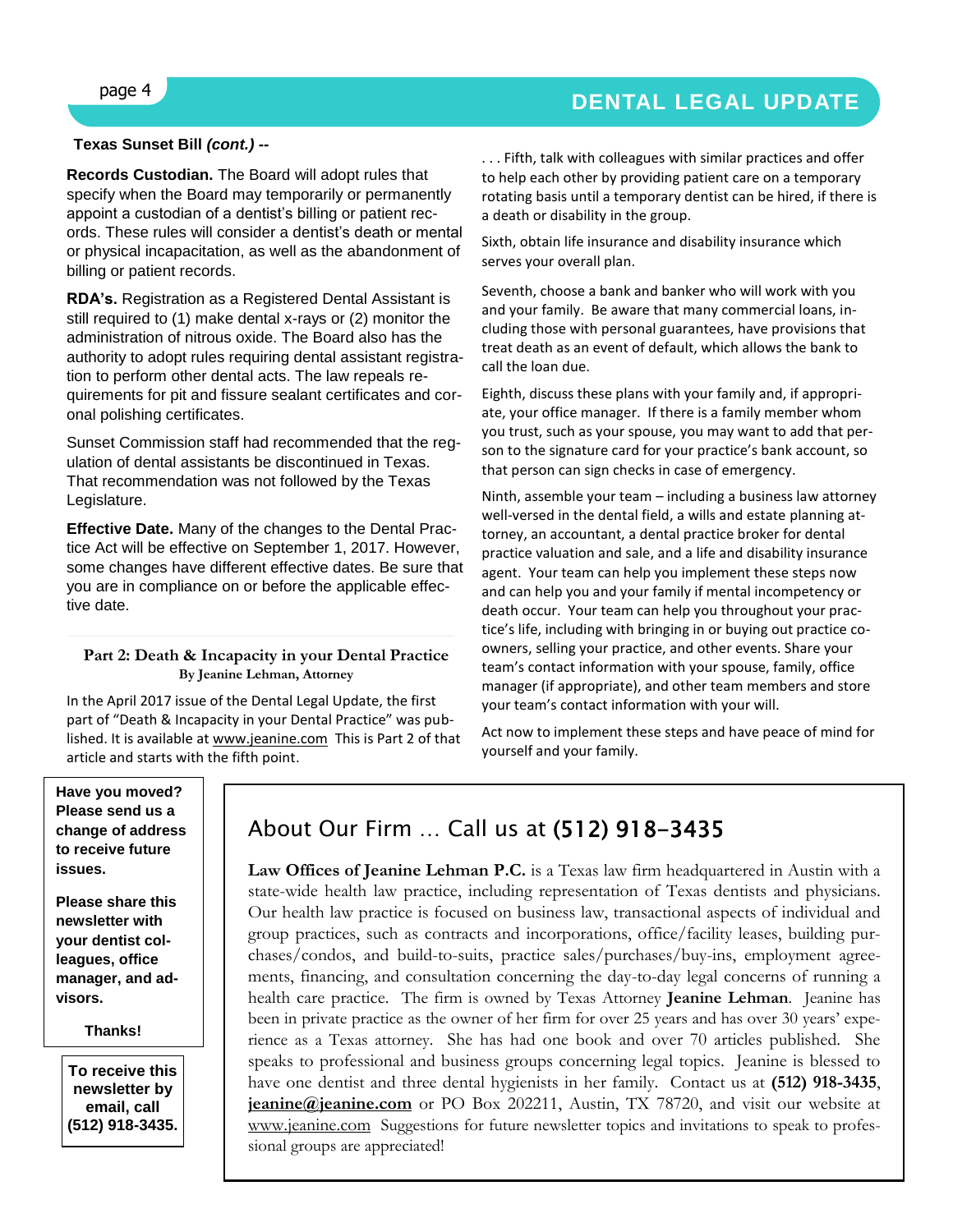**Texas Sunset Bill *(cont.)* --**

**Records Custodian.** The Board will adopt rules that specify when the Board may temporarily or permanently appoint a custodian of a dentist's billing or patient records. These rules will consider a dentist's death or mental or physical incapacitation, as well as the abandonment of billing or patient records.

**RDA's.** Registration as a Registered Dental Assistant is still required to (1) make dental x-rays or (2) monitor the administration of nitrous oxide. The Board also has the authority to adopt rules requiring dental assistant registration to perform other dental acts. The law repeals requirements for pit and fissure sealant certificates and coronal polishing certificates.

Sunset Commission staff had recommended that the regulation of dental assistants be discontinued in Texas. That recommendation was not followed by the Texas Legislature.

**Effective Date.** Many of the changes to the Dental Practice Act will be effective on September 1, 2017. However, some changes have different effective dates. Be sure that you are in compliance on or before the applicable effective date.

## Part 2: Death & Incapacity in your Dental Practice

**By Jeanine Lehman, Attorney**

In the April 2017 issue of the Dental Legal Update, the first part of "Death & Incapacity in your Dental Practice" was published. It is available at www.jeanine.com This is Part 2 of that article and starts with the fifth point.

. . . Fifth, talk with colleagues with similar practices and offer to help each other by providing patient care on a temporary rotating basis until a temporary dentist can be hired, if there is a death or disability in the group.

Sixth, obtain life insurance and disability insurance which serves your overall plan.

Seventh, choose a bank and banker who will work with you and your family. Be aware that many commercial loans, including those with personal guarantees, have provisions that treat death as an event of default, which allows the bank to call the loan due.

Eighth, discuss these plans with your family and, if appropriate, your office manager. If there is a family member whom you trust, such as your spouse, you may want to add that person to the signature card for your practice's bank account, so that person can sign checks in case of emergency.

Ninth, assemble your team – including a business law attorney well-versed in the dental field, a wills and estate planning attorney, an accountant, a dental practice broker for dental practice valuation and sale, and a life and disability insurance agent. Your team can help you implement these steps now and can help you and your family if mental incompetency or death occur. Your team can help you throughout your practice's life, including with bringing in or buying out practice co-owners, selling your practice, and other events. Share your team's contact information with your spouse, family, office manager (if appropriate), and other team members and store your team's contact information with your will.

Act now to implement these steps and have peace of mind for yourself and your family.

**Have you moved? Please send us a change of address to receive future issues.**

**Please share this newsletter with your dentist colleagues, office manager, and advisors.**

**Thanks!**

**To receive this newsletter by email, call (512) 918-3435.**

## About Our Firm … Call us at (512) 918-3435

**Law Offices of Jeanine Lehman P.C.** is a Texas law firm headquartered in Austin with a state-wide health law practice, including representation of Texas dentists and physicians. Our health law practice is focused on business law, transactional aspects of individual and group practices, such as contracts and incorporations, office/facility leases, building purchases/condos, and build-to-suits, practice sales/purchases/buy-ins, employment agreements, financing, and consultation concerning the day-to-day legal concerns of running a health care practice. The firm is owned by Texas Attorney **Jeanine Lehman**. Jeanine has been in private practice as the owner of her firm for over 25 years and has over 30 years' experience as a Texas attorney. She has had one book and over 70 articles published. She speaks to professional and business groups concerning legal topics. Jeanine is blessed to have one dentist and three dental hygienists in her family. Contact us at **(512) 918-3435**, **jeanine@jeanine.com** or PO Box 202211, Austin, TX 78720, and visit our website at www.jeanine.com Suggestions for future newsletter topics and invitations to speak to professional groups are appreciated!